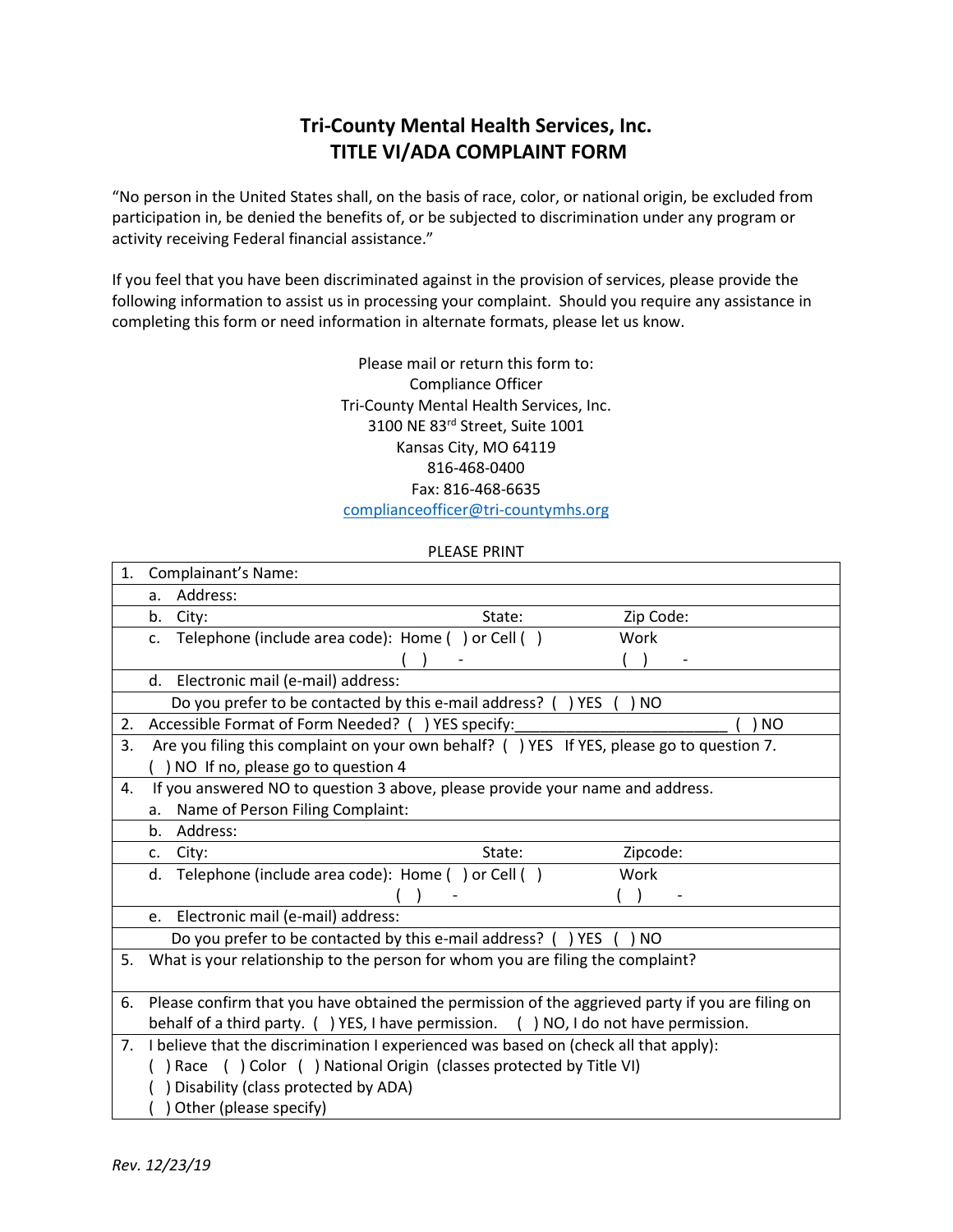# Tri-County Mental Health Services, Inc.
# TITLE VI/ADA COMPLAINT FORM

"No person in the United States shall, on the basis of race, color, or national origin, be excluded from participation in, be denied the benefits of, or be subjected to discrimination under any program or activity receiving Federal financial assistance."

If you feel that you have been discriminated against in the provision of services, please provide the following information to assist us in processing your complaint. Should you require any assistance in completing this form or need information in alternate formats, please let us know.

Please mail or return this form to:
Compliance Officer
Tri-County Mental Health Services, Inc.
3100 NE 83rd Street, Suite 1001
Kansas City, MO 64119
816-468-0400
Fax: 816-468-6635
complianceofficer@tri-countymhs.org

PLEASE PRINT

| | | | |
|---|---|---|---|
| 1. | Complainant's Name: | | |
| | a. Address: | | |
| | b. City: | State: | Zip Code: |
| | c. Telephone (include area code): Home ( ) or Cell ( ) <br> ( ) - | | Work <br> ( ) - |
| | d. Electronic mail (e-mail) address: | | |
| | Do you prefer to be contacted by this e-mail address? ( ) YES ( ) NO | | |
| 2. | Accessible Format of Form Needed? ( ) YES specify:_________________________ ( ) NO | | |
| 3. | Are you filing this complaint on your own behalf? ( ) YES If YES, please go to question 7. <br> ( ) NO If no, please go to question 4 | | |
| 4. | If you answered NO to question 3 above, please provide your name and address. | | |
| | a. Name of Person Filing Complaint: | | |
| | b. Address: | | |
| | c. City: | State: | Zipcode: |
| | d. Telephone (include area code): Home ( ) or Cell ( ) <br> ( ) - | | Work <br> ( ) - |
| | e. Electronic mail (e-mail) address: | | |
| | Do you prefer to be contacted by this e-mail address? ( ) YES ( ) NO | | |
| 5. | What is your relationship to the person for whom you are filing the complaint? | | |
| 6. | Please confirm that you have obtained the permission of the aggrieved party if you are filing on behalf of a third party. ( ) YES, I have permission. ( ) NO, I do not have permission. | | |
| 7. | I believe that the discrimination I experienced was based on (check all that apply): <br> ( ) Race ( ) Color ( ) National Origin (classes protected by Title VI) <br> ( ) Disability (class protected by ADA) <br> ( ) Other (please specify) | | |

*Rev. 12/23/19*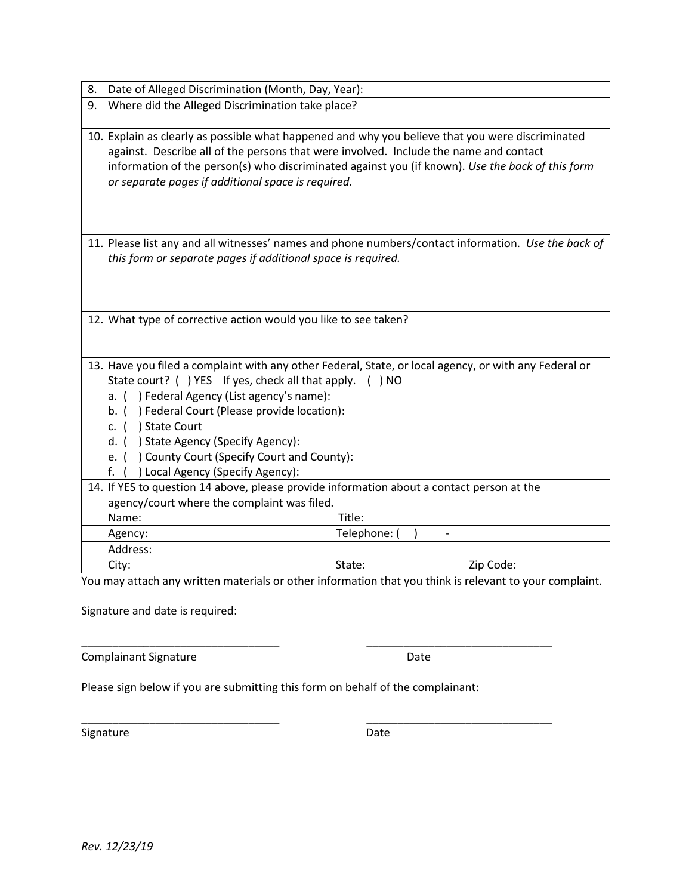8. Date of Alleged Discrimination (Month, Day, Year):

9. Where did the Alleged Discrimination take place?

10. Explain as clearly as possible what happened and why you believe that you were discriminated against. Describe all of the persons that were involved. Include the name and contact information of the person(s) who discriminated against you (if known). *Use the back of this form or separate pages if additional space is required.*

11. Please list any and all witnesses' names and phone numbers/contact information. *Use the back of this form or separate pages if additional space is required.*

12. What type of corrective action would you like to see taken?

13. Have you filed a complaint with any other Federal, State, or local agency, or with any Federal or State court? ( ) YES If yes, check all that apply. ( ) NO
    a. ( ) Federal Agency (List agency's name):
    b. ( ) Federal Court (Please provide location):
    c. ( ) State Court
    d. ( ) State Agency (Specify Agency):
    e. ( ) County Court (Specify Court and County):
    f. ( ) Local Agency (Specify Agency):

14. If YES to question 14 above, please provide information about a contact person at the agency/court where the complaint was filed.

| | | |
|---|---|---|
| Name: | Title: | |
| Agency: | Telephone: ( ) - | |
| Address: | | |
| City: | State: | Zip Code: |

You may attach any written materials or other information that you think is relevant to your complaint.

Signature and date is required:

\_\_\_\_\_\_\_\_\_\_\_\_\_\_\_\_\_\_\_\_\_\_\_\_\_\_\_\_\_\_\_\_ \_\_\_\_\_\_\_\_\_\_\_\_\_\_\_\_\_\_\_\_\_\_\_\_\_\_\_\_\_\_\_

Complainant Signature Date

Please sign below if you are submitting this form on behalf of the complainant:

\_\_\_\_\_\_\_\_\_\_\_\_\_\_\_\_\_\_\_\_\_\_\_\_\_\_\_\_\_\_\_\_ \_\_\_\_\_\_\_\_\_\_\_\_\_\_\_\_\_\_\_\_\_\_\_\_\_\_\_\_\_\_\_

Signature Date

*Rev. 12/23/19*